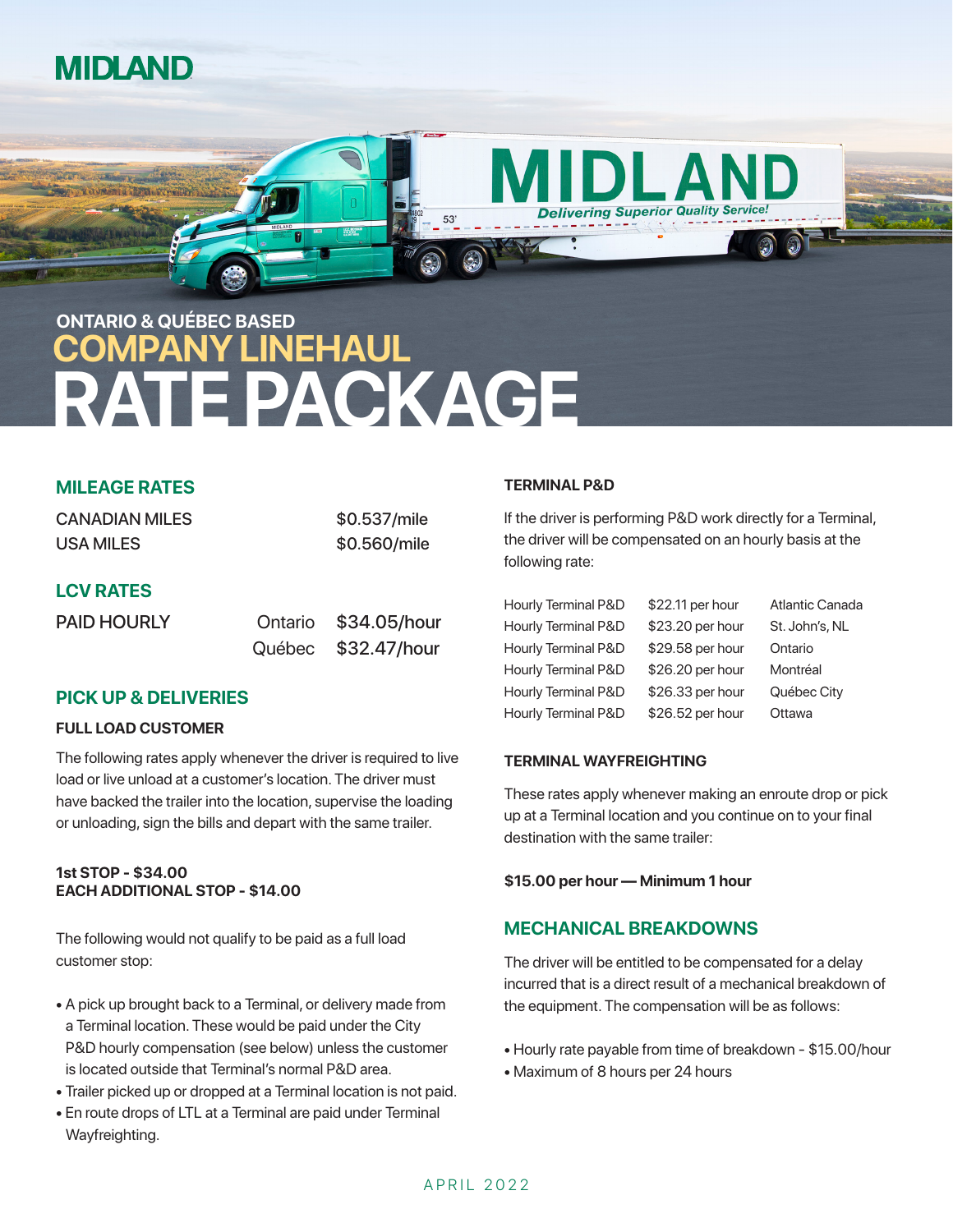# MIDLAND

## ONTARIO & QUÉBEC BASED
## COMPANY LINEHAUL
# RATE PACKAGE

## MILEAGE RATES

| | |
|---|---|
| CANADIAN MILES | $0.537/mile |
| USA MILES | $0.560/mile |

## LCV RATES

| | | |
|---|---|---|
| PAID HOURLY | Ontario | $34.05/hour |
| | Québec | $32.47/hour |

## PICK UP & DELIVERIES

### FULL LOAD CUSTOMER

The following rates apply whenever the driver is required to live load or live unload at a customer's location. The driver must have backed the trailer into the location, supervise the loading or unloading, sign the bills and depart with the same trailer.

**1st STOP - $34.00**
**EACH ADDITIONAL STOP - $14.00**

The following would not qualify to be paid as a full load customer stop:

- A pick up brought back to a Terminal, or delivery made from a Terminal location. These would be paid under the City P&D hourly compensation (see below) unless the customer is located outside that Terminal's normal P&D area.
- Trailer picked up or dropped at a Terminal location is not paid.
- En route drops of LTL at a Terminal are paid under Terminal Wayfreighting.

### TERMINAL P&D

If the driver is performing P&D work directly for a Terminal, the driver will be compensated on an hourly basis at the following rate:

| | | |
|---|---|---|
| Hourly Terminal P&D | $22.11 per hour | Atlantic Canada |
| Hourly Terminal P&D | $23.20 per hour | St. John's, NL |
| Hourly Terminal P&D | $29.58 per hour | Ontario |
| Hourly Terminal P&D | $26.20 per hour | Montréal |
| Hourly Terminal P&D | $26.33 per hour | Québec City |
| Hourly Terminal P&D | $26.52 per hour | Ottawa |

### TERMINAL WAYFREIGHTING

These rates apply whenever making an enroute drop or pick up at a Terminal location and you continue on to your final destination with the same trailer:

**$15.00 per hour — Minimum 1 hour**

## MECHANICAL BREAKDOWNS

The driver will be entitled to be compensated for a delay incurred that is a direct result of a mechanical breakdown of the equipment. The compensation will be as follows:

- Hourly rate payable from time of breakdown - $15.00/hour
- Maximum of 8 hours per 24 hours

APRIL 2022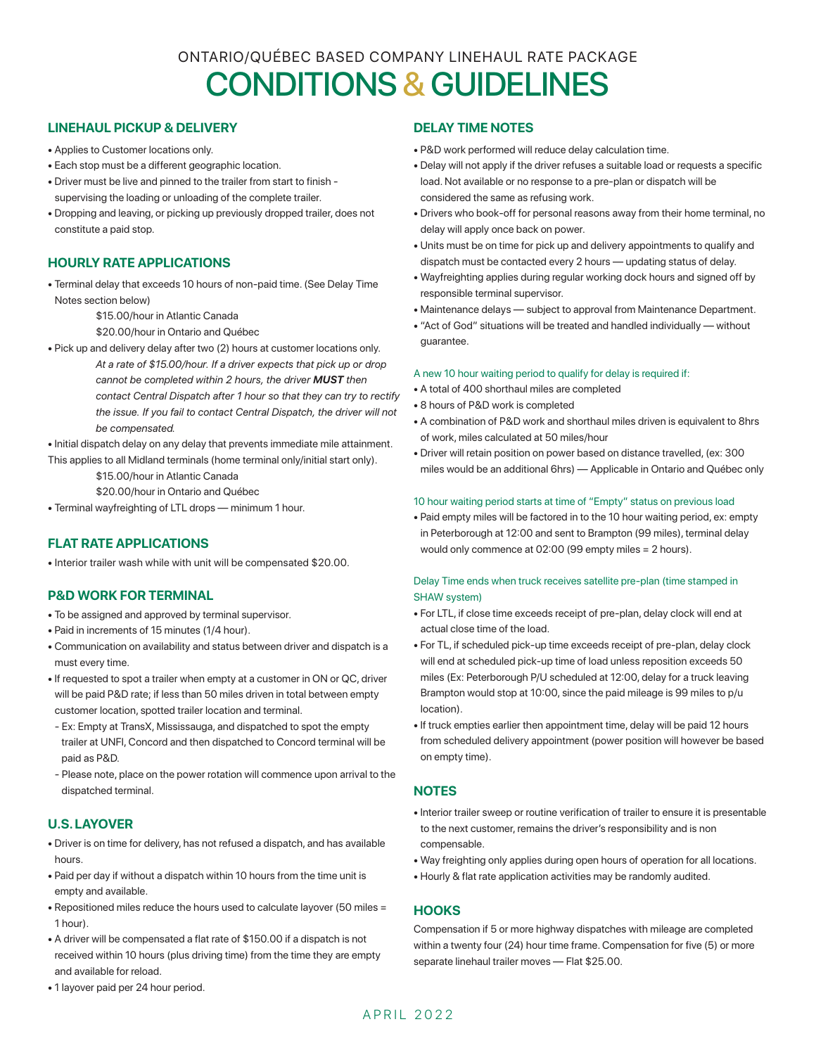# ONTARIO/QUÉBEC BASED COMPANY LINEHAUL RATE PACKAGE

# CONDITIONS & GUIDELINES

## LINEHAUL PICKUP & DELIVERY

- Applies to Customer locations only.
- Each stop must be a different geographic location.
- Driver must be live and pinned to the trailer from start to finish - supervising the loading or unloading of the complete trailer.
- Dropping and leaving, or picking up previously dropped trailer, does not constitute a paid stop.

## HOURLY RATE APPLICATIONS

- Terminal delay that exceeds 10 hours of non-paid time. (See Delay Time Notes section below)

  $15.00/hour in Atlantic Canada

  $20.00/hour in Ontario and Québec
- Pick up and delivery delay after two (2) hours at customer locations only.

  *At a rate of $15.00/hour. If a driver expects that pick up or drop cannot be completed within 2 hours, the driver **MUST** then contact Central Dispatch after 1 hour so that they can try to rectify the issue. If you fail to contact Central Dispatch, the driver will not be compensated.*
- Initial dispatch delay on any delay that prevents immediate mile attainment. This applies to all Midland terminals (home terminal only/initial start only).

  $15.00/hour in Atlantic Canada

  $20.00/hour in Ontario and Québec
- Terminal wayfreighting of LTL drops — minimum 1 hour.

## FLAT RATE APPLICATIONS

- Interior trailer wash while with unit will be compensated $20.00.

## P&D WORK FOR TERMINAL

- To be assigned and approved by terminal supervisor.
- Paid in increments of 15 minutes (1/4 hour).
- Communication on availability and status between driver and dispatch is a must every time.
- If requested to spot a trailer when empty at a customer in ON or QC, driver will be paid P&D rate; if less than 50 miles driven in total between empty customer location, spotted trailer location and terminal.
  - Ex: Empty at TransX, Mississauga, and dispatched to spot the empty trailer at UNFI, Concord and then dispatched to Concord terminal will be paid as P&D.
  - Please note, place on the power rotation will commence upon arrival to the dispatched terminal.

## U.S. LAYOVER

- Driver is on time for delivery, has not refused a dispatch, and has available hours.
- Paid per day if without a dispatch within 10 hours from the time unit is empty and available.
- Repositioned miles reduce the hours used to calculate layover (50 miles = 1 hour).
- A driver will be compensated a flat rate of $150.00 if a dispatch is not received within 10 hours (plus driving time) from the time they are empty and available for reload.
- 1 layover paid per 24 hour period.

## DELAY TIME NOTES

- P&D work performed will reduce delay calculation time.
- Delay will not apply if the driver refuses a suitable load or requests a specific load. Not available or no response to a pre-plan or dispatch will be considered the same as refusing work.
- Drivers who book-off for personal reasons away from their home terminal, no delay will apply once back on power.
- Units must be on time for pick up and delivery appointments to qualify and dispatch must be contacted every 2 hours — updating status of delay.
- Wayfreighting applies during regular working dock hours and signed off by responsible terminal supervisor.
- Maintenance delays — subject to approval from Maintenance Department.
- "Act of God" situations will be treated and handled individually — without guarantee.

A new 10 hour waiting period to qualify for delay is required if:

- A total of 400 shorthaul miles are completed
- 8 hours of P&D work is completed
- A combination of P&D work and shorthaul miles driven is equivalent to 8hrs of work, miles calculated at 50 miles/hour
- Driver will retain position on power based on distance travelled, (ex: 300 miles would be an additional 6hrs) — Applicable in Ontario and Québec only

10 hour waiting period starts at time of "Empty" status on previous load

- Paid empty miles will be factored in to the 10 hour waiting period, ex: empty in Peterborough at 12:00 and sent to Brampton (99 miles), terminal delay would only commence at 02:00 (99 empty miles = 2 hours).

Delay Time ends when truck receives satellite pre-plan (time stamped in SHAW system)

- For LTL, if close time exceeds receipt of pre-plan, delay clock will end at actual close time of the load.
- For TL, if scheduled pick-up time exceeds receipt of pre-plan, delay clock will end at scheduled pick-up time of load unless reposition exceeds 50 miles (Ex: Peterborough P/U scheduled at 12:00, delay for a truck leaving Brampton would stop at 10:00, since the paid mileage is 99 miles to p/u location).
- If truck empties earlier then appointment time, delay will be paid 12 hours from scheduled delivery appointment (power position will however be based on empty time).

## NOTES

- Interior trailer sweep or routine verification of trailer to ensure it is presentable to the next customer, remains the driver's responsibility and is non compensable.
- Way freighting only applies during open hours of operation for all locations.
- Hourly & flat rate application activities may be randomly audited.

## HOOKS

Compensation if 5 or more highway dispatches with mileage are completed within a twenty four (24) hour time frame. Compensation for five (5) or more separate linehaul trailer moves — Flat $25.00.

APRIL 2022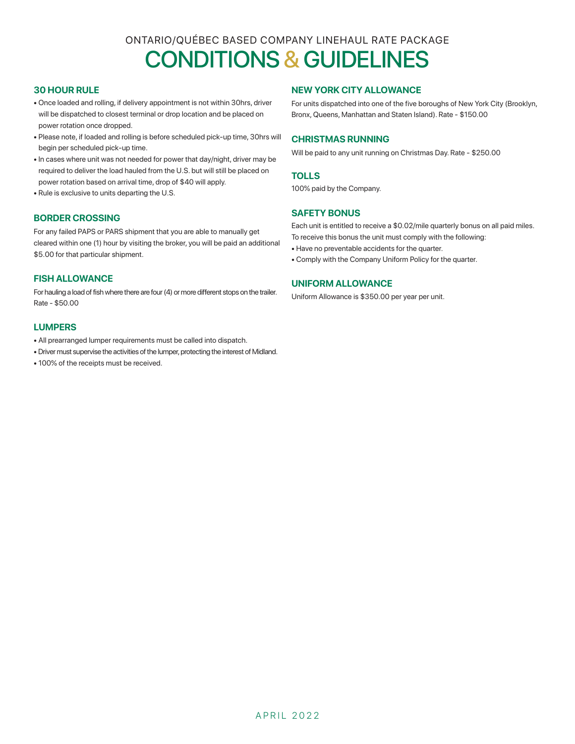ONTARIO/QUÉBEC BASED COMPANY LINEHAUL RATE PACKAGE

# CONDITIONS & GUIDELINES

## 30 HOUR RULE

- Once loaded and rolling, if delivery appointment is not within 30hrs, driver will be dispatched to closest terminal or drop location and be placed on power rotation once dropped.
- Please note, if loaded and rolling is before scheduled pick-up time, 30hrs will begin per scheduled pick-up time.
- In cases where unit was not needed for power that day/night, driver may be required to deliver the load hauled from the U.S. but will still be placed on power rotation based on arrival time, drop of $40 will apply.
- Rule is exclusive to units departing the U.S.

## BORDER CROSSING

For any failed PAPS or PARS shipment that you are able to manually get cleared within one (1) hour by visiting the broker, you will be paid an additional $5.00 for that particular shipment.

## FISH ALLOWANCE

For hauling a load of fish where there are four (4) or more different stops on the trailer. Rate - $50.00

## LUMPERS

- All prearranged lumper requirements must be called into dispatch.
- Driver must supervise the activities of the lumper, protecting the interest of Midland.
- 100% of the receipts must be received.

## NEW YORK CITY ALLOWANCE

For units dispatched into one of the five boroughs of New York City (Brooklyn, Bronx, Queens, Manhattan and Staten Island). Rate - $150.00

## CHRISTMAS RUNNING

Will be paid to any unit running on Christmas Day. Rate - $250.00

## TOLLS

100% paid by the Company.

## SAFETY BONUS

Each unit is entitled to receive a $0.02/mile quarterly bonus on all paid miles. To receive this bonus the unit must comply with the following:

- Have no preventable accidents for the quarter.
- Comply with the Company Uniform Policy for the quarter.

## UNIFORM ALLOWANCE

Uniform Allowance is $350.00 per year per unit.

APRIL 2022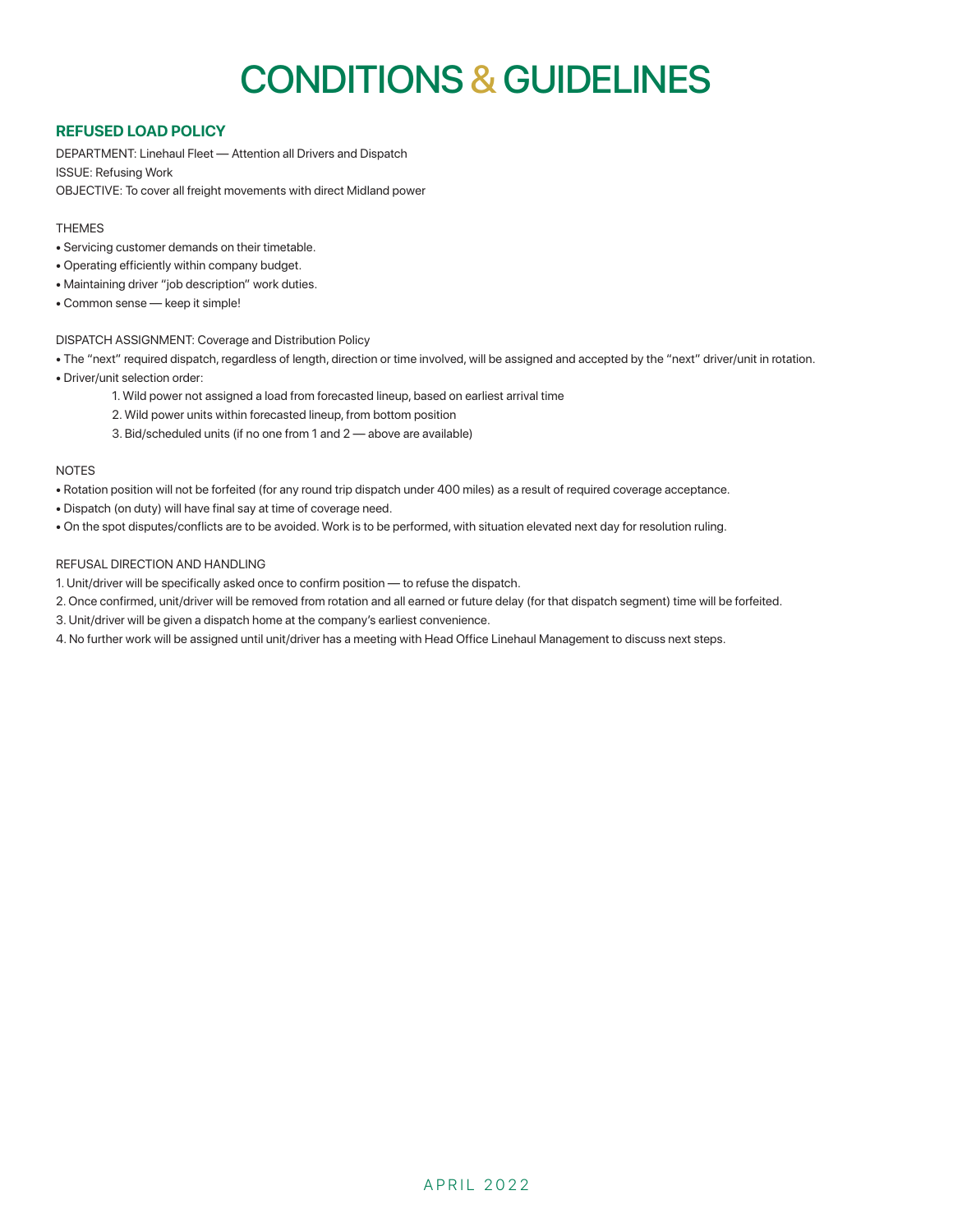# CONDITIONS & GUIDELINES

## REFUSED LOAD POLICY

DEPARTMENT: Linehaul Fleet — Attention all Drivers and Dispatch
ISSUE: Refusing Work
OBJECTIVE: To cover all freight movements with direct Midland power

THEMES

- Servicing customer demands on their timetable.
- Operating efficiently within company budget.
- Maintaining driver "job description" work duties.
- Common sense — keep it simple!

DISPATCH ASSIGNMENT: Coverage and Distribution Policy

- The "next" required dispatch, regardless of length, direction or time involved, will be assigned and accepted by the "next" driver/unit in rotation.
- Driver/unit selection order:
    1. Wild power not assigned a load from forecasted lineup, based on earliest arrival time
    2. Wild power units within forecasted lineup, from bottom position
    3. Bid/scheduled units (if no one from 1 and 2 — above are available)

NOTES

- Rotation position will not be forfeited (for any round trip dispatch under 400 miles) as a result of required coverage acceptance.
- Dispatch (on duty) will have final say at time of coverage need.
- On the spot disputes/conflicts are to be avoided. Work is to be performed, with situation elevated next day for resolution ruling.

REFUSAL DIRECTION AND HANDLING

1. Unit/driver will be specifically asked once to confirm position — to refuse the dispatch.
2. Once confirmed, unit/driver will be removed from rotation and all earned or future delay (for that dispatch segment) time will be forfeited.
3. Unit/driver will be given a dispatch home at the company's earliest convenience.
4. No further work will be assigned until unit/driver has a meeting with Head Office Linehaul Management to discuss next steps.

APRIL 2022